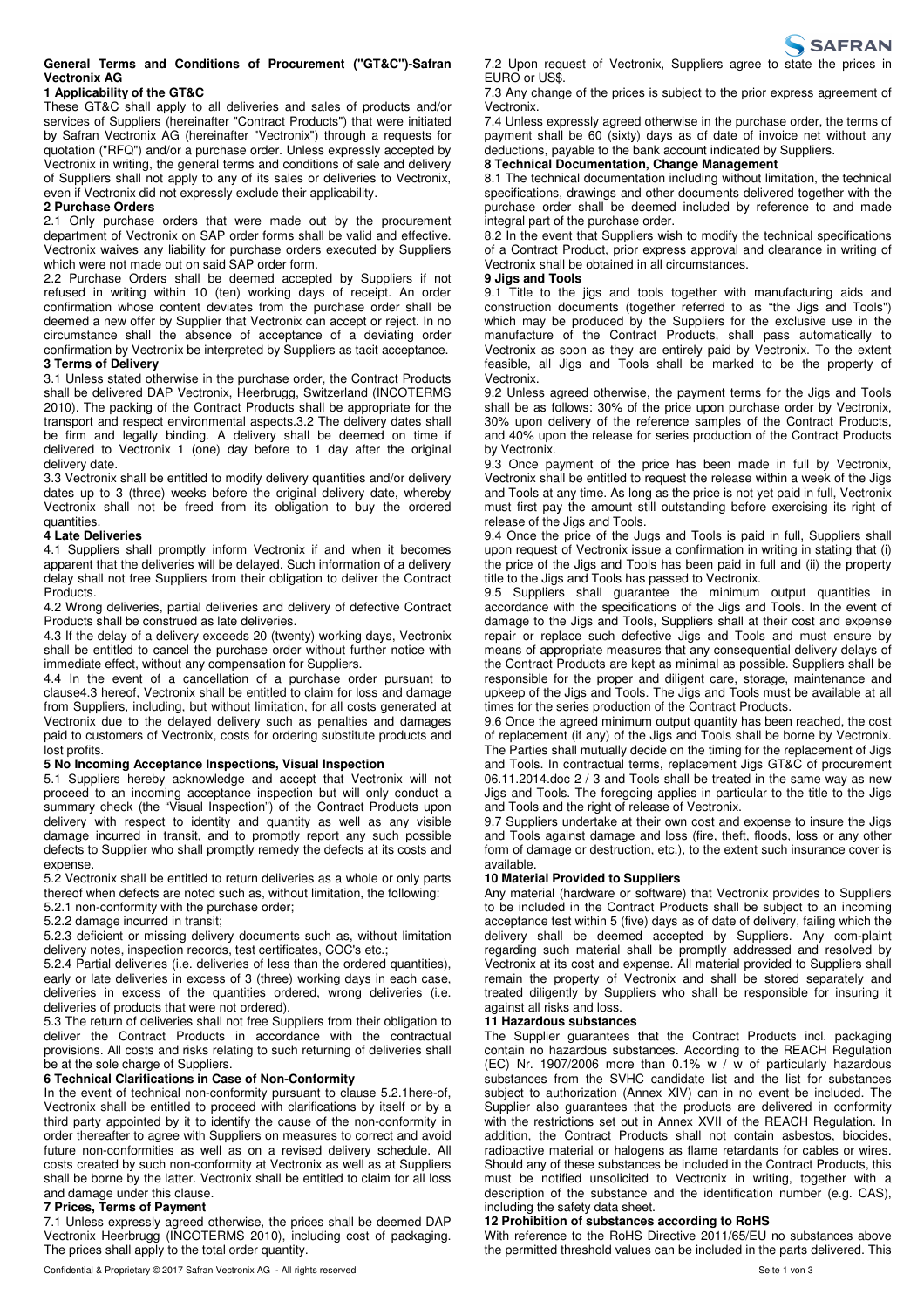**General Terms and Conditions of Procurement ("GT&C")-Safran Vectronix AG**

**1 Applicability of the GT&C**

These GT&C shall apply to all deliveries and sales of products and/or services of Suppliers (hereinafter "Contract Products") that were initiated by Safran Vectronix AG (hereinafter "Vectronix") through a requests for quotation ("RFQ") and/or a purchase order. Unless expressly accepted by Vectronix in writing, the general terms and conditions of sale and delivery of Suppliers shall not apply to any of its sales or deliveries to Vectronix, even if Vectronix did not expressly exclude their applicability.

**2 Purchase Orders**

2.1 Only purchase orders that were made out by the procurement department of Vectronix on SAP order forms shall be valid and effective. Vectronix waives any liability for purchase orders executed by Suppliers which were not made out on said SAP order form.

2.2 Purchase Orders shall be deemed accepted by Suppliers if not refused in writing within 10 (ten) working days of receipt. An order confirmation whose content deviates from the purchase order shall be deemed a new offer by Supplier that Vectronix can accept or reject. In no circumstance shall the absence of acceptance of a deviating order confirmation by Vectronix be interpreted by Suppliers as tacit acceptance.

**3 Terms of Delivery**

3.1 Unless stated otherwise in the purchase order, the Contract Products shall be delivered DAP Vectronix, Heerbrugg, Switzerland (INCOTERMS 2010). The packing of the Contract Products shall be appropriate for the transport and respect environmental aspects.3.2 The delivery dates shall be firm and legally binding. A delivery shall be deemed on time if delivered to Vectronix 1 (one) day before to 1 day after the original delivery date.

3.3 Vectronix shall be entitled to modify delivery quantities and/or delivery dates up to 3 (three) weeks before the original delivery date, whereby Vectronix shall not be freed from its obligation to buy the ordered quantities.

**4 Late Deliveries**

4.1 Suppliers shall promptly inform Vectronix if and when it becomes apparent that the deliveries will be delayed. Such information of a delivery delay shall not free Suppliers from their obligation to deliver the Contract Products.

4.2 Wrong deliveries, partial deliveries and delivery of defective Contract Products shall be construed as late deliveries.

4.3 If the delay of a delivery exceeds 20 (twenty) working days, Vectronix shall be entitled to cancel the purchase order without further notice with immediate effect, without any compensation for Suppliers.

4.4 In the event of a cancellation of a purchase order pursuant to clause4.3 hereof, Vectronix shall be entitled to claim for loss and damage from Suppliers, including, but without limitation, for all costs generated at Vectronix due to the delayed delivery such as penalties and damages paid to customers of Vectronix, costs for ordering substitute products and lost profits.

**5 No Incoming Acceptance Inspections, Visual Inspection**

5.1 Suppliers hereby acknowledge and accept that Vectronix will not proceed to an incoming acceptance inspection but will only conduct a summary check (the "Visual Inspection") of the Contract Products upon delivery with respect to identity and quantity as well as any visible damage incurred in transit, and to promptly report any such possible defects to Supplier who shall promptly remedy the defects at its costs and expense.

5.2 Vectronix shall be entitled to return deliveries as a whole or only parts thereof when defects are noted such as, without limitation, the following:

5.2.1 non-conformity with the purchase order;

5.2.2 damage incurred in transit;

5.2.3 deficient or missing delivery documents such as, without limitation delivery notes, inspection records, test certificates, COC's etc.;

5.2.4 Partial deliveries (i.e. deliveries of less than the ordered quantities), early or late deliveries in excess of 3 (three) working days in each case, deliveries in excess of the quantities ordered, wrong deliveries (i.e. deliveries of products that were not ordered).

5.3 The return of deliveries shall not free Suppliers from their obligation to deliver the Contract Products in accordance with the contractual provisions. All costs and risks relating to such returning of deliveries shall be at the sole charge of Suppliers.

**6 Technical Clarifications in Case of Non-Conformity**

In the event of technical non-conformity pursuant to clause 5.2.1here-of, Vectronix shall be entitled to proceed with clarifications by itself or by a third party appointed by it to identify the cause of the non-conformity in order thereafter to agree with Suppliers on measures to correct and avoid future non-conformities as well as on a revised delivery schedule. All costs created by such non-conformity at Vectronix as well as at Suppliers shall be borne by the latter. Vectronix shall be entitled to claim for all loss and damage under this clause.

**7 Prices, Terms of Payment**

7.1 Unless expressly agreed otherwise, the prices shall be deemed DAP Vectronix Heerbrugg (INCOTERMS 2010), including cost of packaging. The prices shall apply to the total order quantity.

7.2 Upon request of Vectronix, Suppliers agree to state the prices in EURO or US$.

7.3 Any change of the prices is subject to the prior express agreement of Vectronix.

7.4 Unless expressly agreed otherwise in the purchase order, the terms of payment shall be 60 (sixty) days as of date of invoice net without any deductions, payable to the bank account indicated by Suppliers.

**8 Technical Documentation, Change Management**

8.1 The technical documentation including without limitation, the technical specifications, drawings and other documents delivered together with the purchase order shall be deemed included by reference to and made integral part of the purchase order.

8.2 In the event that Suppliers wish to modify the technical specifications of a Contract Product, prior express approval and clearance in writing of Vectronix shall be obtained in all circumstances.

**9 Jigs and Tools**

9.1 Title to the jigs and tools together with manufacturing aids and construction documents (together referred to as "the Jigs and Tools") which may be produced by the Suppliers for the exclusive use in the manufacture of the Contract Products, shall pass automatically to Vectronix as soon as they are entirely paid by Vectronix. To the extent feasible, all Jigs and Tools shall be marked to be the property of Vectronix.

9.2 Unless agreed otherwise, the payment terms for the Jigs and Tools shall be as follows: 30% of the price upon purchase order by Vectronix, 30% upon delivery of the reference samples of the Contract Products, and 40% upon the release for series production of the Contract Products by Vectronix.

9.3 Once payment of the price has been made in full by Vectronix, Vectronix shall be entitled to request the release within a week of the Jigs and Tools at any time. As long as the price is not yet paid in full, Vectronix must first pay the amount still outstanding before exercising its right of release of the Jigs and Tools.

9.4 Once the price of the Jugs and Tools is paid in full, Suppliers shall upon request of Vectronix issue a confirmation in writing in stating that (i) the price of the Jigs and Tools has been paid in full and (ii) the property title to the Jigs and Tools has passed to Vectronix.

9.5 Suppliers shall guarantee the minimum output quantities in accordance with the specifications of the Jigs and Tools. In the event of damage to the Jigs and Tools, Suppliers shall at their cost and expense repair or replace such defective Jigs and Tools and must ensure by means of appropriate measures that any consequential delivery delays of the Contract Products are kept as minimal as possible. Suppliers shall be responsible for the proper and diligent care, storage, maintenance and upkeep of the Jigs and Tools. The Jigs and Tools must be available at all times for the series production of the Contract Products.

9.6 Once the agreed minimum output quantity has been reached, the cost of replacement (if any) of the Jigs and Tools shall be borne by Vectronix. The Parties shall mutually decide on the timing for the replacement of Jigs and Tools. In contractual terms, replacement Jigs GT&C of procurement 06.11.2014.doc 2 / 3 and Tools shall be treated in the same way as new Jigs and Tools. The foregoing applies in particular to the title to the Jigs and Tools and the right of release of Vectronix.

9.7 Suppliers undertake at their own cost and expense to insure the Jigs and Tools against damage and loss (fire, theft, floods, loss or any other form of damage or destruction, etc.), to the extent such insurance cover is available.

**10 Material Provided to Suppliers**

Any material (hardware or software) that Vectronix provides to Suppliers to be included in the Contract Products shall be subject to an incoming acceptance test within 5 (five) days as of date of delivery, failing which the delivery shall be deemed accepted by Suppliers. Any com-plaint regarding such material shall be promptly addressed and resolved by Vectronix at its cost and expense. All material provided to Suppliers shall remain the property of Vectronix and shall be stored separately and treated diligently by Suppliers who shall be responsible for insuring it against all risks and loss.

**11 Hazardous substances**

The Supplier guarantees that the Contract Products incl. packaging contain no hazardous substances. According to the REACH Regulation (EC) Nr. 1907/2006 more than 0.1% w / w of particularly hazardous substances from the SVHC candidate list and the list for substances subject to authorization (Annex XIV) can in no event be included. The Supplier also guarantees that the products are delivered in conformity with the restrictions set out in Annex XVII of the REACH Regulation. In addition, the Contract Products shall not contain asbestos, biocides, radioactive material or halogens as flame retardants for cables or wires. Should any of these substances be included in the Contract Products, this must be notified unsolicited to Vectronix in writing, together with a description of the substance and the identification number (e.g. CAS), including the safety data sheet.

**12 Prohibition of substances according to RoHS**

With reference to the RoHS Directive 2011/65/EU no substances above the permitted threshold values can be included in the parts delivered. This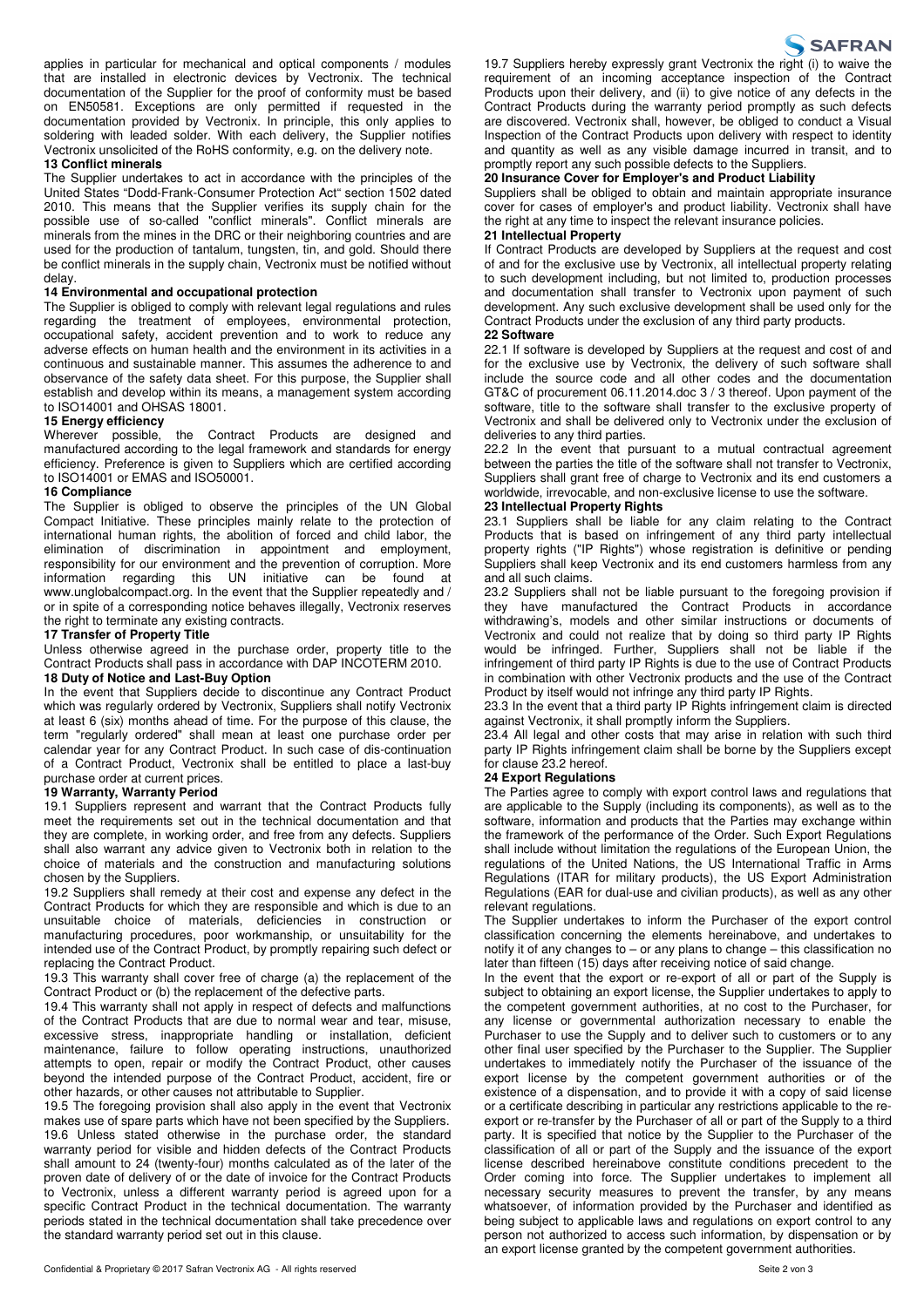applies in particular for mechanical and optical components / modules that are installed in electronic devices by Vectronix. The technical documentation of the Supplier for the proof of conformity must be based on EN50581. Exceptions are only permitted if requested in the documentation provided by Vectronix. In principle, this only applies to soldering with leaded solder. With each delivery, the Supplier notifies Vectronix unsolicited of the RoHS conformity, e.g. on the delivery note.

**13 Conflict minerals**

The Supplier undertakes to act in accordance with the principles of the United States "Dodd-Frank-Consumer Protection Act" section 1502 dated 2010. This means that the Supplier verifies its supply chain for the possible use of so-called "conflict minerals". Conflict minerals are minerals from the mines in the DRC or their neighboring countries and are used for the production of tantalum, tungsten, tin, and gold. Should there be conflict minerals in the supply chain, Vectronix must be notified without delay.

**14 Environmental and occupational protection**

The Supplier is obliged to comply with relevant legal regulations and rules regarding the treatment of employees, environmental protection, occupational safety, accident prevention and to work to reduce any adverse effects on human health and the environment in its activities in a continuous and sustainable manner. This assumes the adherence to and observance of the safety data sheet. For this purpose, the Supplier shall establish and develop within its means, a management system according to ISO14001 and OHSAS 18001.

**15 Energy efficiency**

Wherever possible, the Contract Products are designed and manufactured according to the legal framework and standards for energy efficiency. Preference is given to Suppliers which are certified according to ISO14001 or EMAS and ISO50001.

**16 Compliance**

The Supplier is obliged to observe the principles of the UN Global Compact Initiative. These principles mainly relate to the protection of international human rights, the abolition of forced and child labor, the elimination of discrimination in appointment and employment, responsibility for our environment and the prevention of corruption. More information regarding this UN initiative can be found at www.unglobalcompact.org. In the event that the Supplier repeatedly and / or in spite of a corresponding notice behaves illegally, Vectronix reserves the right to terminate any existing contracts.

**17 Transfer of Property Title**

Unless otherwise agreed in the purchase order, property title to the Contract Products shall pass in accordance with DAP INCOTERM 2010.

**18 Duty of Notice and Last-Buy Option**

In the event that Suppliers decide to discontinue any Contract Product which was regularly ordered by Vectronix, Suppliers shall notify Vectronix at least 6 (six) months ahead of time. For the purpose of this clause, the term "regularly ordered" shall mean at least one purchase order per calendar year for any Contract Product. In such case of dis-continuation of a Contract Product, Vectronix shall be entitled to place a last-buy purchase order at current prices.

**19 Warranty, Warranty Period**

19.1 Suppliers represent and warrant that the Contract Products fully meet the requirements set out in the technical documentation and that they are complete, in working order, and free from any defects. Suppliers shall also warrant any advice given to Vectronix both in relation to the choice of materials and the construction and manufacturing solutions chosen by the Suppliers.

19.2 Suppliers shall remedy at their cost and expense any defect in the Contract Products for which they are responsible and which is due to an unsuitable choice of materials, deficiencies in construction or manufacturing procedures, poor workmanship, or unsuitability for the intended use of the Contract Product, by promptly repairing such defect or replacing the Contract Product.

19.3 This warranty shall cover free of charge (a) the replacement of the Contract Product or (b) the replacement of the defective parts.

19.4 This warranty shall not apply in respect of defects and malfunctions of the Contract Products that are due to normal wear and tear, misuse, excessive stress, inappropriate handling or installation, deficient maintenance, failure to follow operating instructions, unauthorized attempts to open, repair or modify the Contract Product, other causes beyond the intended purpose of the Contract Product, accident, fire or other hazards, or other causes not attributable to Supplier.

19.5 The foregoing provision shall also apply in the event that Vectronix makes use of spare parts which have not been specified by the Suppliers.

19.6 Unless stated otherwise in the purchase order, the standard warranty period for visible and hidden defects of the Contract Products shall amount to 24 (twenty-four) months calculated as of the later of the proven date of delivery of or the date of invoice for the Contract Products to Vectronix, unless a different warranty period is agreed upon for a specific Contract Product in the technical documentation. The warranty periods stated in the technical documentation shall take precedence over the standard warranty period set out in this clause.

19.7 Suppliers hereby expressly grant Vectronix the right (i) to waive the requirement of an incoming acceptance inspection of the Contract Products upon their delivery, and (ii) to give notice of any defects in the Contract Products during the warranty period promptly as such defects are discovered. Vectronix shall, however, be obliged to conduct a Visual Inspection of the Contract Products upon delivery with respect to identity and quantity as well as any visible damage incurred in transit, and to promptly report any such possible defects to the Suppliers.

**20 Insurance Cover for Employer's and Product Liability**

Suppliers shall be obliged to obtain and maintain appropriate insurance cover for cases of employer's and product liability. Vectronix shall have the right at any time to inspect the relevant insurance policies.

**21 Intellectual Property**

If Contract Products are developed by Suppliers at the request and cost of and for the exclusive use by Vectronix, all intellectual property relating to such development including, but not limited to, production processes and documentation shall transfer to Vectronix upon payment of such development. Any such exclusive development shall be used only for the Contract Products under the exclusion of any third party products.

**22 Software**

22.1 If software is developed by Suppliers at the request and cost of and for the exclusive use by Vectronix, the delivery of such software shall include the source code and all other codes and the documentation GT&C of procurement 06.11.2014.doc 3 / 3 thereof. Upon payment of the software, title to the software shall transfer to the exclusive property of Vectronix and shall be delivered only to Vectronix under the exclusion of deliveries to any third parties.

22.2 In the event that pursuant to a mutual contractual agreement between the parties the title of the software shall not transfer to Vectronix, Suppliers shall grant free of charge to Vectronix and its end customers a worldwide, irrevocable, and non-exclusive license to use the software.

**23 Intellectual Property Rights**

23.1 Suppliers shall be liable for any claim relating to the Contract Products that is based on infringement of any third party intellectual property rights ("IP Rights") whose registration is definitive or pending Suppliers shall keep Vectronix and its end customers harmless from any and all such claims.

23.2 Suppliers shall not be liable pursuant to the foregoing provision if they have manufactured the Contract Products in accordance withdrawing's, models and other similar instructions or documents of Vectronix and could not realize that by doing so third party IP Rights would be infringed. Further, Suppliers shall not be liable if the infringement of third party IP Rights is due to the use of Contract Products in combination with other Vectronix products and the use of the Contract Product by itself would not infringe any third party IP Rights.

23.3 In the event that a third party IP Rights infringement claim is directed against Vectronix, it shall promptly inform the Suppliers.

23.4 All legal and other costs that may arise in relation with such third party IP Rights infringement claim shall be borne by the Suppliers except for clause 23.2 hereof.

**24 Export Regulations**

The Parties agree to comply with export control laws and regulations that are applicable to the Supply (including its components), as well as to the software, information and products that the Parties may exchange within the framework of the performance of the Order. Such Export Regulations shall include without limitation the regulations of the European Union, the regulations of the United Nations, the US International Traffic in Arms Regulations (ITAR for military products), the US Export Administration Regulations (EAR for dual-use and civilian products), as well as any other relevant regulations.

The Supplier undertakes to inform the Purchaser of the export control classification concerning the elements hereinabove, and undertakes to notify it of any changes to – or any plans to change – this classification no later than fifteen (15) days after receiving notice of said change.

In the event that the export or re-export of all or part of the Supply is subject to obtaining an export license, the Supplier undertakes to apply to the competent government authorities, at no cost to the Purchaser, for any license or governmental authorization necessary to enable the Purchaser to use the Supply and to deliver such to customers or to any other final user specified by the Purchaser to the Supplier. The Supplier undertakes to immediately notify the Purchaser of the issuance of the export license by the competent government authorities or of the existence of a dispensation, and to provide it with a copy of said license or a certificate describing in particular any restrictions applicable to the re-export or re-transfer by the Purchaser of all or part of the Supply to a third party. It is specified that notice by the Supplier to the Purchaser of the classification of all or part of the Supply and the issuance of the export license described hereinabove constitute conditions precedent to the Order coming into force. The Supplier undertakes to implement all necessary security measures to prevent the transfer, by any means whatsoever, of information provided by the Purchaser and identified as being subject to applicable laws and regulations on export control to any person not authorized to access such information, by dispensation or by an export license granted by the competent government authorities.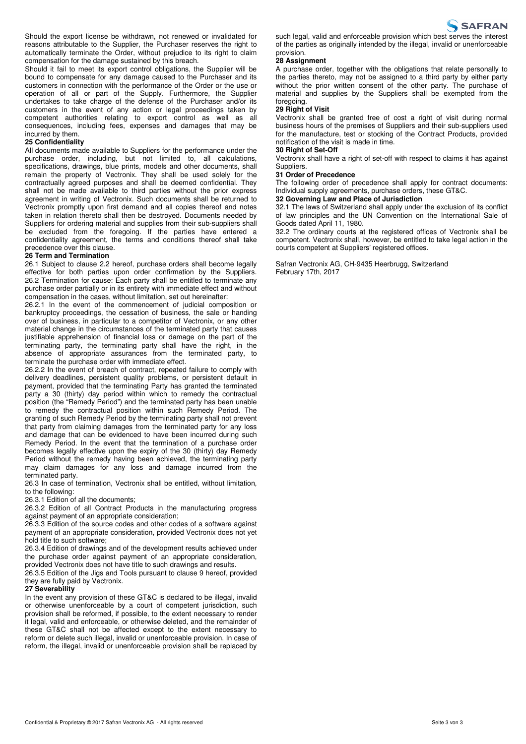Should the export license be withdrawn, not renewed or invalidated for reasons attributable to the Supplier, the Purchaser reserves the right to automatically terminate the Order, without prejudice to its right to claim compensation for the damage sustained by this breach.

Should it fail to meet its export control obligations, the Supplier will be bound to compensate for any damage caused to the Purchaser and its customers in connection with the performance of the Order or the use or operation of all or part of the Supply. Furthermore, the Supplier undertakes to take charge of the defense of the Purchaser and/or its customers in the event of any action or legal proceedings taken by competent authorities relating to export control as well as all consequences, including fees, expenses and damages that may be incurred by them.

**25 Confidentiality**

All documents made available to Suppliers for the performance under the purchase order, including, but not limited to, all calculations, specifications, drawings, blue prints, models and other documents, shall remain the property of Vectronix. They shall be used solely for the contractually agreed purposes and shall be deemed confidential. They shall not be made available to third parties without the prior express agreement in writing of Vectronix. Such documents shall be returned to Vectronix promptly upon first demand and all copies thereof and notes taken in relation thereto shall then be destroyed. Documents needed by Suppliers for ordering material and supplies from their sub-suppliers shall be excluded from the foregoing. If the parties have entered a confidentiality agreement, the terms and conditions thereof shall take precedence over this clause.

**26 Term and Termination**

26.1 Subject to clause 2.2 hereof, purchase orders shall become legally effective for both parties upon order confirmation by the Suppliers.

26.2 Termination for cause: Each party shall be entitled to terminate any purchase order partially or in its entirety with immediate effect and without compensation in the cases, without limitation, set out hereinafter:

26.2.1 In the event of the commencement of judicial composition or bankruptcy proceedings, the cessation of business, the sale or handing over of business, in particular to a competitor of Vectronix, or any other material change in the circumstances of the terminated party that causes justifiable apprehension of financial loss or damage on the part of the terminating party, the terminating party shall have the right, in the absence of appropriate assurances from the terminated party, to terminate the purchase order with immediate effect.

26.2.2 In the event of breach of contract, repeated failure to comply with delivery deadlines, persistent quality problems, or persistent default in payment, provided that the terminating Party has granted the terminated party a 30 (thirty) day period within which to remedy the contractual position (the "Remedy Period") and the terminated party has been unable to remedy the contractual position within such Remedy Period. The granting of such Remedy Period by the terminating party shall not prevent that party from claiming damages from the terminated party for any loss and damage that can be evidenced to have been incurred during such Remedy Period. In the event that the termination of a purchase order becomes legally effective upon the expiry of the 30 (thirty) day Remedy Period without the remedy having been achieved, the terminating party may claim damages for any loss and damage incurred from the terminated party.

26.3 In case of termination, Vectronix shall be entitled, without limitation, to the following:

26.3.1 Edition of all the documents;

26.3.2 Edition of all Contract Products in the manufacturing progress against payment of an appropriate consideration;

26.3.3 Edition of the source codes and other codes of a software against payment of an appropriate consideration, provided Vectronix does not yet hold title to such software;

26.3.4 Edition of drawings and of the development results achieved under the purchase order against payment of an appropriate consideration, provided Vectronix does not have title to such drawings and results.

26.3.5 Edition of the Jigs and Tools pursuant to clause 9 hereof, provided they are fully paid by Vectronix.

**27 Severability**

In the event any provision of these GT&C is declared to be illegal, invalid or otherwise unenforceable by a court of competent jurisdiction, such provision shall be reformed, if possible, to the extent necessary to render it legal, valid and enforceable, or otherwise deleted, and the remainder of these GT&C shall not be affected except to the extent necessary to reform or delete such illegal, invalid or unenforceable provision. In case of reform, the illegal, invalid or unenforceable provision shall be replaced by such legal, valid and enforceable provision which best serves the interest of the parties as originally intended by the illegal, invalid or unenforceable provision.

**28 Assignment**

A purchase order, together with the obligations that relate personally to the parties thereto, may not be assigned to a third party by either party without the prior written consent of the other party. The purchase of material and supplies by the Suppliers shall be exempted from the foregoing.

**29 Right of Visit**

Vectronix shall be granted free of cost a right of visit during normal business hours of the premises of Suppliers and their sub-suppliers used for the manufacture, test or stocking of the Contract Products, provided notification of the visit is made in time.

**30 Right of Set-Off**

Vectronix shall have a right of set-off with respect to claims it has against Suppliers.

**31 Order of Precedence**

The following order of precedence shall apply for contract documents: Individual supply agreements, purchase orders, these GT&C.

**32 Governing Law and Place of Jurisdiction**

32.1 The laws of Switzerland shall apply under the exclusion of its conflict of law principles and the UN Convention on the International Sale of Goods dated April 11, 1980.

32.2 The ordinary courts at the registered offices of Vectronix shall be competent. Vectronix shall, however, be entitled to take legal action in the courts competent at Suppliers' registered offices.

Safran Vectronix AG, CH-9435 Heerbrugg, Switzerland
February 17th, 2017